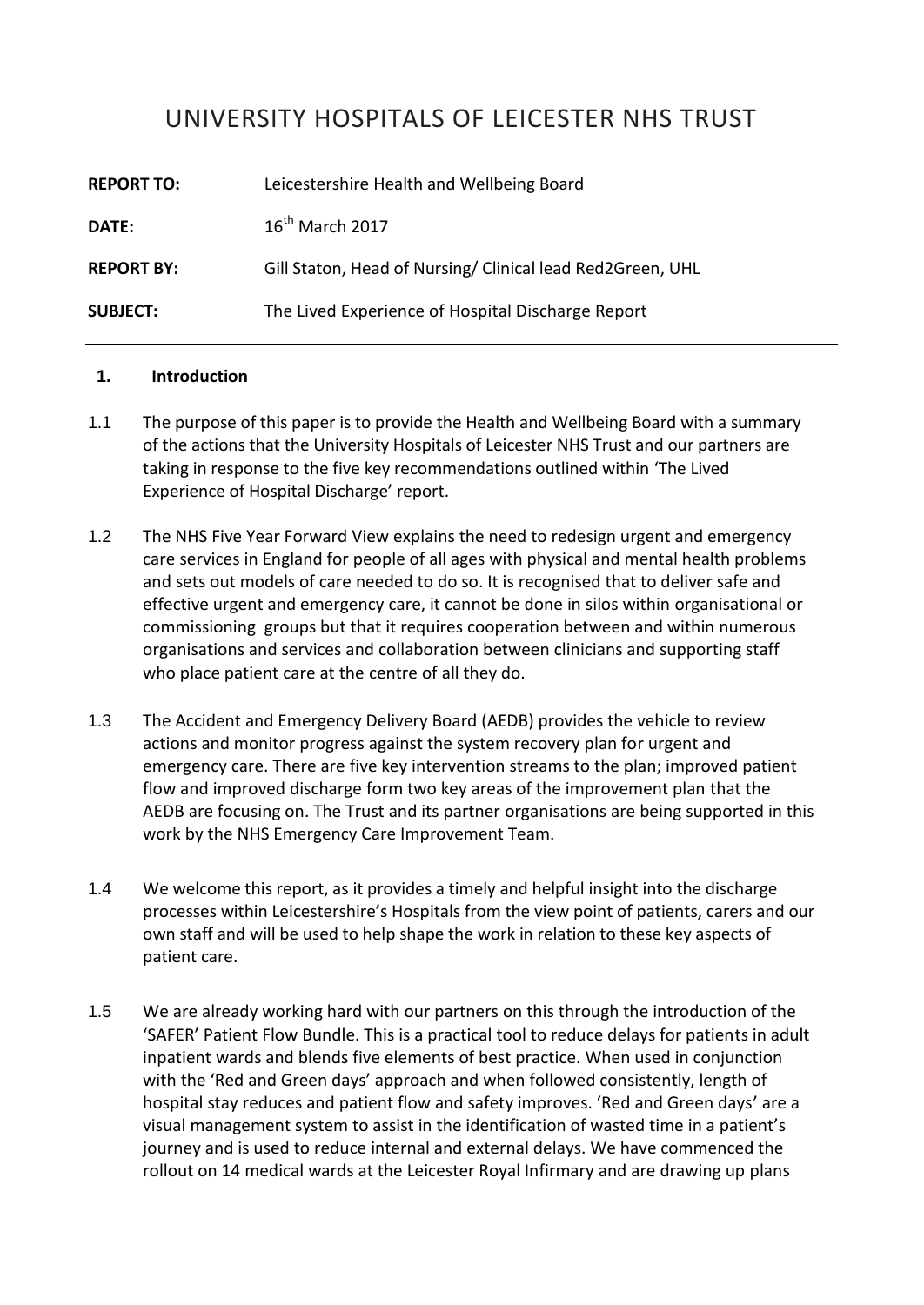# UNIVERSITY HOSPITALS OF LEICESTER NHS TRUST

| | |
|---|---|
| **REPORT TO:** | Leicestershire Health and Wellbeing Board |
| **DATE:** | 16th March 2017 |
| **REPORT BY:** | Gill Staton, Head of Nursing/ Clinical lead Red2Green, UHL |
| **SUBJECT:** | The Lived Experience of Hospital Discharge Report |

## 1. Introduction

1.1 The purpose of this paper is to provide the Health and Wellbeing Board with a summary of the actions that the University Hospitals of Leicester NHS Trust and our partners are taking in response to the five key recommendations outlined within 'The Lived Experience of Hospital Discharge' report.

1.2 The NHS Five Year Forward View explains the need to redesign urgent and emergency care services in England for people of all ages with physical and mental health problems and sets out models of care needed to do so. It is recognised that to deliver safe and effective urgent and emergency care, it cannot be done in silos within organisational or commissioning groups but that it requires cooperation between and within numerous organisations and services and collaboration between clinicians and supporting staff who place patient care at the centre of all they do.

1.3 The Accident and Emergency Delivery Board (AEDB) provides the vehicle to review actions and monitor progress against the system recovery plan for urgent and emergency care. There are five key intervention streams to the plan; improved patient flow and improved discharge form two key areas of the improvement plan that the AEDB are focusing on. The Trust and its partner organisations are being supported in this work by the NHS Emergency Care Improvement Team.

1.4 We welcome this report, as it provides a timely and helpful insight into the discharge processes within Leicestershire's Hospitals from the view point of patients, carers and our own staff and will be used to help shape the work in relation to these key aspects of patient care.

1.5 We are already working hard with our partners on this through the introduction of the 'SAFER' Patient Flow Bundle. This is a practical tool to reduce delays for patients in adult inpatient wards and blends five elements of best practice. When used in conjunction with the 'Red and Green days' approach and when followed consistently, length of hospital stay reduces and patient flow and safety improves. 'Red and Green days' are a visual management system to assist in the identification of wasted time in a patient's journey and is used to reduce internal and external delays. We have commenced the rollout on 14 medical wards at the Leicester Royal Infirmary and are drawing up plans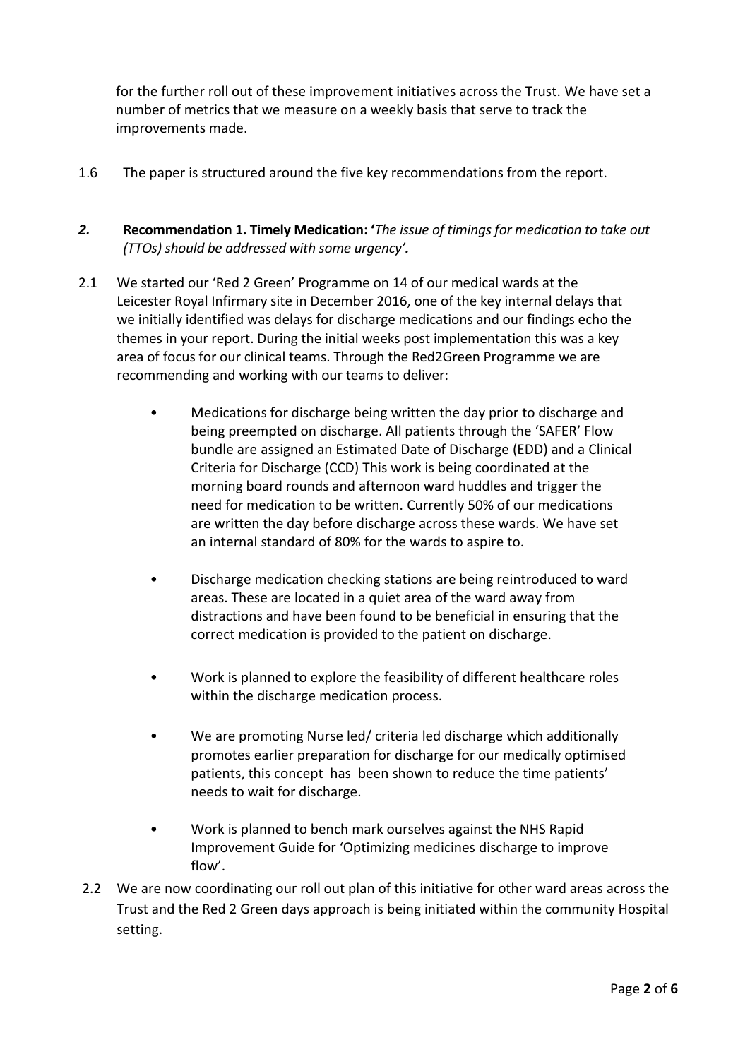for the further roll out of these improvement initiatives across the Trust. We have set a number of metrics that we measure on a weekly basis that serve to track the improvements made.

1.6 The paper is structured around the five key recommendations from the report.

## *2.* **Recommendation 1. Timely Medication: '***The issue of timings for medication to take out (TTOs) should be addressed with some urgency'***.**

2.1 We started our 'Red 2 Green' Programme on 14 of our medical wards at the Leicester Royal Infirmary site in December 2016, one of the key internal delays that we initially identified was delays for discharge medications and our findings echo the themes in your report. During the initial weeks post implementation this was a key area of focus for our clinical teams. Through the Red2Green Programme we are recommending and working with our teams to deliver:

- Medications for discharge being written the day prior to discharge and being preempted on discharge. All patients through the 'SAFER' Flow bundle are assigned an Estimated Date of Discharge (EDD) and a Clinical Criteria for Discharge (CCD) This work is being coordinated at the morning board rounds and afternoon ward huddles and trigger the need for medication to be written. Currently 50% of our medications are written the day before discharge across these wards. We have set an internal standard of 80% for the wards to aspire to.

- Discharge medication checking stations are being reintroduced to ward areas. These are located in a quiet area of the ward away from distractions and have been found to be beneficial in ensuring that the correct medication is provided to the patient on discharge.

- Work is planned to explore the feasibility of different healthcare roles within the discharge medication process.

- We are promoting Nurse led/ criteria led discharge which additionally promotes earlier preparation for discharge for our medically optimised patients, this concept has been shown to reduce the time patients' needs to wait for discharge.

- Work is planned to bench mark ourselves against the NHS Rapid Improvement Guide for 'Optimizing medicines discharge to improve flow'.

2.2 We are now coordinating our roll out plan of this initiative for other ward areas across the Trust and the Red 2 Green days approach is being initiated within the community Hospital setting.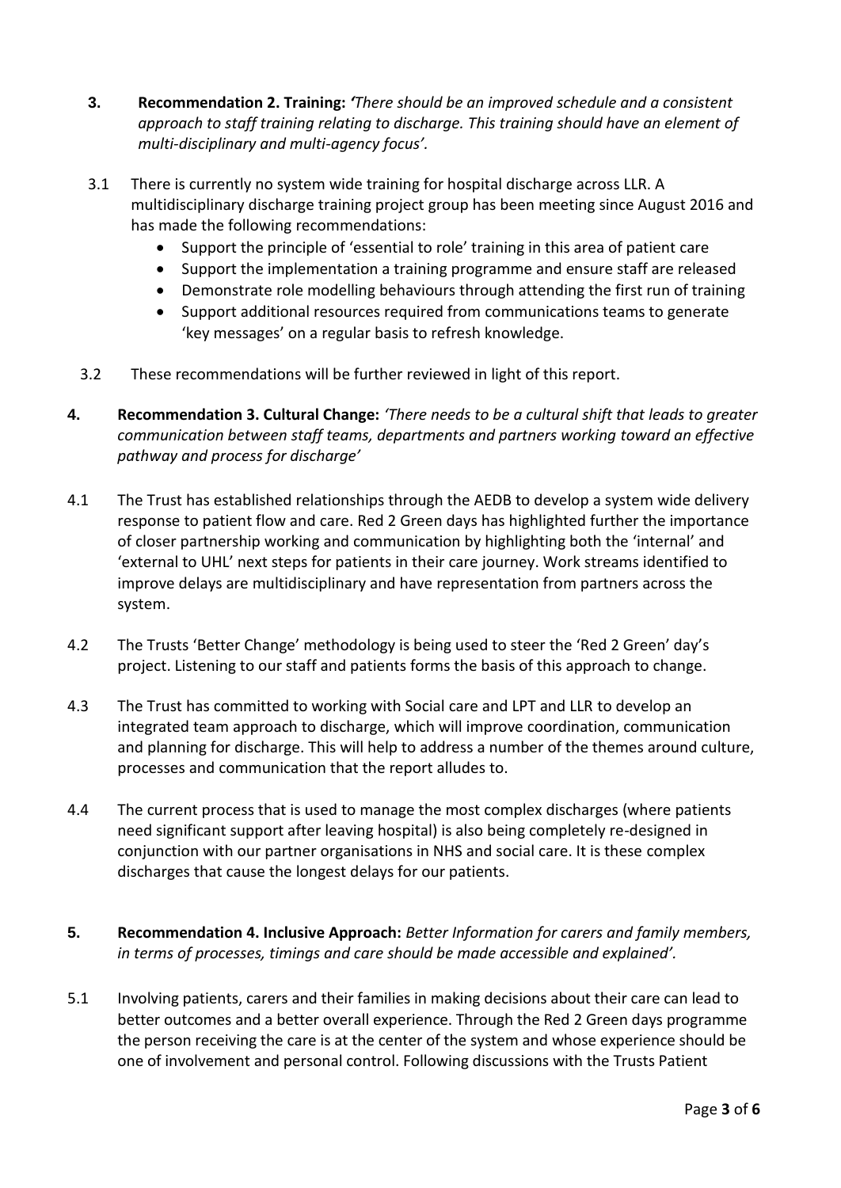**3. Recommendation 2. Training:** *'There should be an improved schedule and a consistent approach to staff training relating to discharge. This training should have an element of multi-disciplinary and multi-agency focus'.*

3.1 There is currently no system wide training for hospital discharge across LLR. A multidisciplinary discharge training project group has been meeting since August 2016 and has made the following recommendations:

- Support the principle of 'essential to role' training in this area of patient care
- Support the implementation a training programme and ensure staff are released
- Demonstrate role modelling behaviours through attending the first run of training
- Support additional resources required from communications teams to generate 'key messages' on a regular basis to refresh knowledge.

3.2 These recommendations will be further reviewed in light of this report.

**4. Recommendation 3. Cultural Change:** *'There needs to be a cultural shift that leads to greater communication between staff teams, departments and partners working toward an effective pathway and process for discharge'*

4.1 The Trust has established relationships through the AEDB to develop a system wide delivery response to patient flow and care. Red 2 Green days has highlighted further the importance of closer partnership working and communication by highlighting both the 'internal' and 'external to UHL' next steps for patients in their care journey. Work streams identified to improve delays are multidisciplinary and have representation from partners across the system.

4.2 The Trusts 'Better Change' methodology is being used to steer the 'Red 2 Green' day's project. Listening to our staff and patients forms the basis of this approach to change.

4.3 The Trust has committed to working with Social care and LPT and LLR to develop an integrated team approach to discharge, which will improve coordination, communication and planning for discharge. This will help to address a number of the themes around culture, processes and communication that the report alludes to.

4.4 The current process that is used to manage the most complex discharges (where patients need significant support after leaving hospital) is also being completely re-designed in conjunction with our partner organisations in NHS and social care. It is these complex discharges that cause the longest delays for our patients.

**5. Recommendation 4. Inclusive Approach:** *Better Information for carers and family members, in terms of processes, timings and care should be made accessible and explained'.*

5.1 Involving patients, carers and their families in making decisions about their care can lead to better outcomes and a better overall experience. Through the Red 2 Green days programme the person receiving the care is at the center of the system and whose experience should be one of involvement and personal control. Following discussions with the Trusts Patient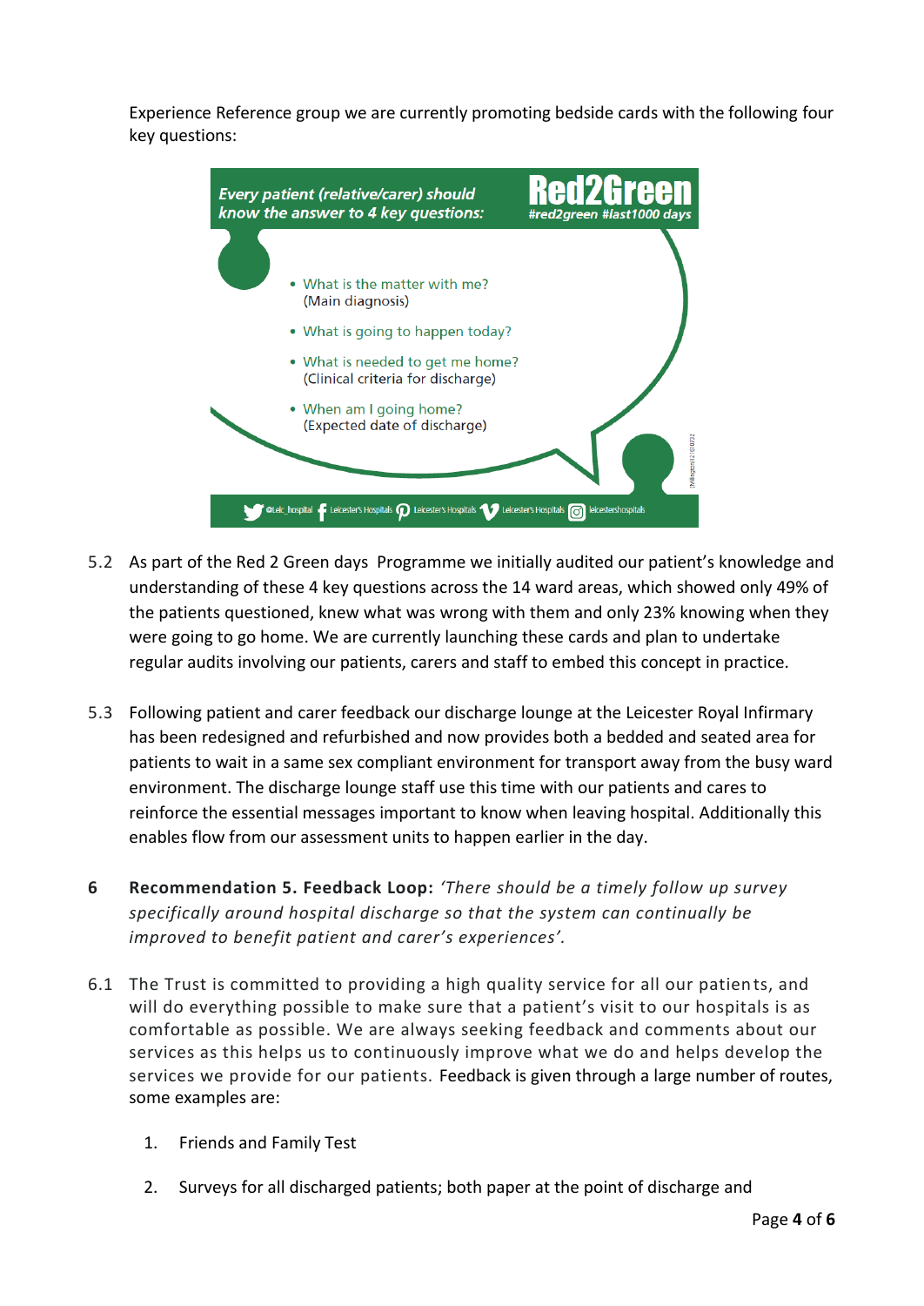Experience Reference group we are currently promoting bedside cards with the following four key questions:

*Every patient (relative/carer) should know the answer to 4 key questions:*

**Red2Green**
#red2green #last1000 days

- What is the matter with me?
  (Main diagnosis)
- What is going to happen today?
- What is needed to get me home?
  (Clinical criteria for discharge)
- When am I going home?
  (Expected date of discharge)

@Leic_hospital Leicester's Hospitals Leicester's Hospitals Leicester's Hospitals leicestershospitals

5.2 As part of the Red 2 Green days Programme we initially audited our patient's knowledge and understanding of these 4 key questions across the 14 ward areas, which showed only 49% of the patients questioned, knew what was wrong with them and only 23% knowing when they were going to go home. We are currently launching these cards and plan to undertake regular audits involving our patients, carers and staff to embed this concept in practice.

5.3 Following patient and carer feedback our discharge lounge at the Leicester Royal Infirmary has been redesigned and refurbished and now provides both a bedded and seated area for patients to wait in a same sex compliant environment for transport away from the busy ward environment. The discharge lounge staff use this time with our patients and cares to reinforce the essential messages important to know when leaving hospital. Additionally this enables flow from our assessment units to happen earlier in the day.

**6 Recommendation 5. Feedback Loop:** *'There should be a timely follow up survey specifically around hospital discharge so that the system can continually be improved to benefit patient and carer's experiences'.*

6.1 The Trust is committed to providing a high quality service for all our patients, and will do everything possible to make sure that a patient's visit to our hospitals is as comfortable as possible. We are always seeking feedback and comments about our services as this helps us to continuously improve what we do and helps develop the services we provide for our patients. Feedback is given through a large number of routes, some examples are:

1. Friends and Family Test
2. Surveys for all discharged patients; both paper at the point of discharge and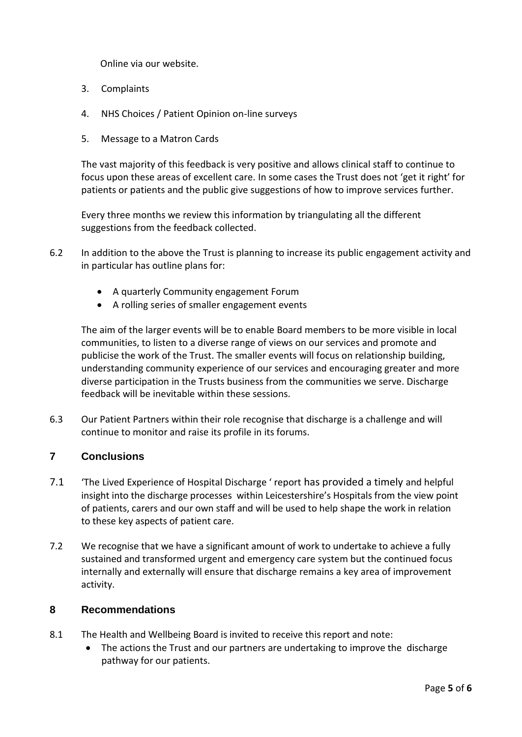Online via our website.

3. Complaints

4. NHS Choices / Patient Opinion on-line surveys

5. Message to a Matron Cards

The vast majority of this feedback is very positive and allows clinical staff to continue to focus upon these areas of excellent care. In some cases the Trust does not 'get it right' for patients or patients and the public give suggestions of how to improve services further.

Every three months we review this information by triangulating all the different suggestions from the feedback collected.

6.2 In addition to the above the Trust is planning to increase its public engagement activity and in particular has outline plans for:

- A quarterly Community engagement Forum
- A rolling series of smaller engagement events

The aim of the larger events will be to enable Board members to be more visible in local communities, to listen to a diverse range of views on our services and promote and publicise the work of the Trust. The smaller events will focus on relationship building, understanding community experience of our services and encouraging greater and more diverse participation in the Trusts business from the communities we serve. Discharge feedback will be inevitable within these sessions.

6.3 Our Patient Partners within their role recognise that discharge is a challenge and will continue to monitor and raise its profile in its forums.

## 7 Conclusions

7.1 'The Lived Experience of Hospital Discharge ' report has provided a timely and helpful insight into the discharge processes within Leicestershire's Hospitals from the view point of patients, carers and our own staff and will be used to help shape the work in relation to these key aspects of patient care.

7.2 We recognise that we have a significant amount of work to undertake to achieve a fully sustained and transformed urgent and emergency care system but the continued focus internally and externally will ensure that discharge remains a key area of improvement activity.

## 8 Recommendations

8.1 The Health and Wellbeing Board is invited to receive this report and note:

- The actions the Trust and our partners are undertaking to improve the discharge pathway for our patients.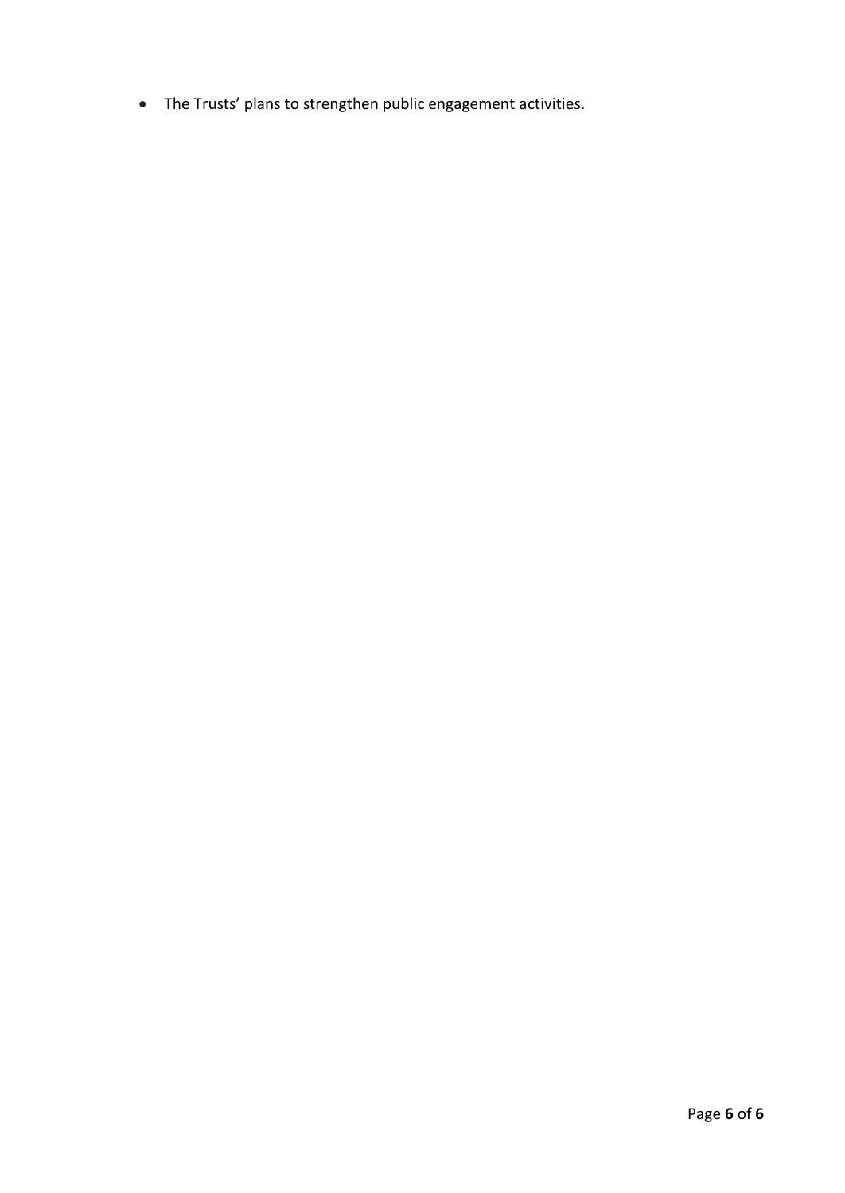- The Trusts' plans to strengthen public engagement activities.